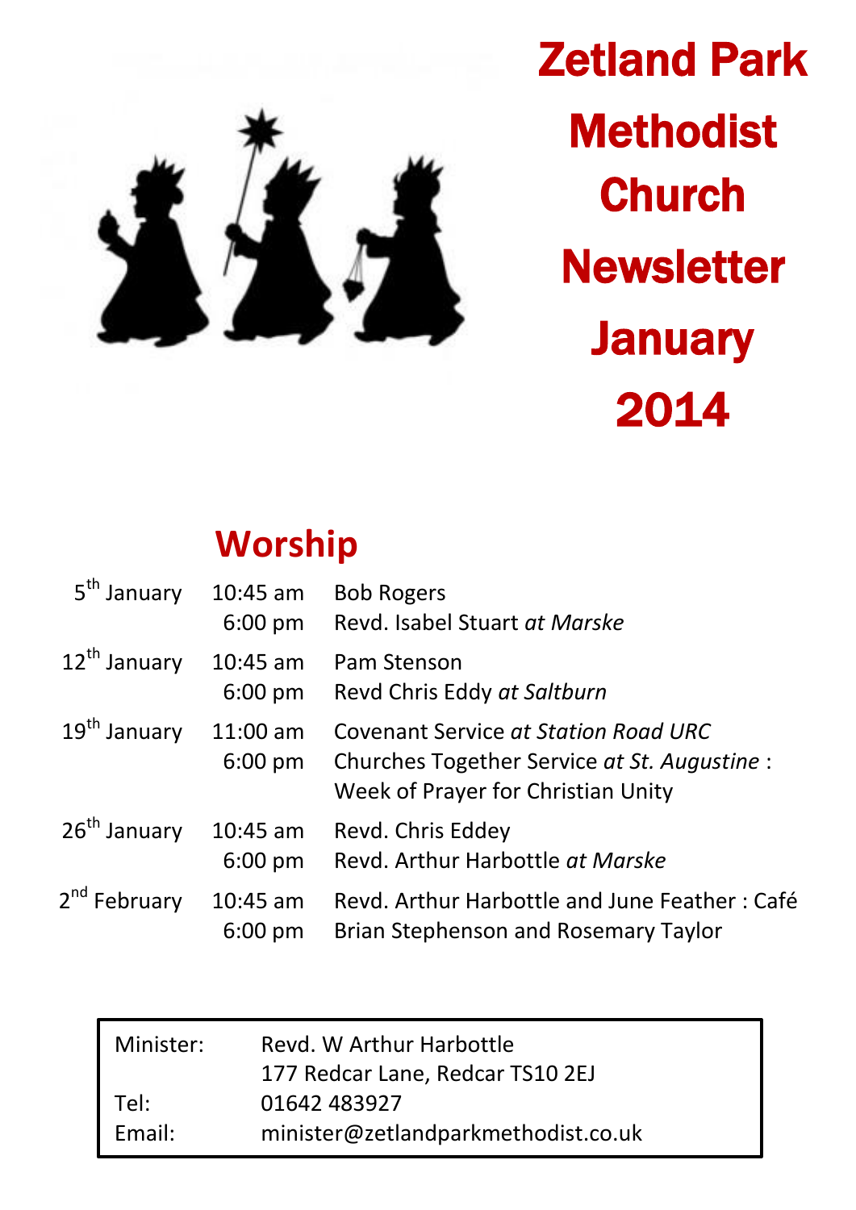# Zetland Park Methodist Church Newsletter January 2014

## Worship

| | | |
|---|---|---|
| 5th January | 10:45 am | Bob Rogers |
| | 6:00 pm | Revd. Isabel Stuart *at Marske* |
| 12th January | 10:45 am | Pam Stenson |
| | 6:00 pm | Revd Chris Eddy *at Saltburn* |
| 19th January | 11:00 am | Covenant Service *at Station Road URC* |
| | 6:00 pm | Churches Together Service *at St. Augustine* : Week of Prayer for Christian Unity |
| 26th January | 10:45 am | Revd. Chris Eddey |
| | 6:00 pm | Revd. Arthur Harbottle *at Marske* |
| 2nd February | 10:45 am | Revd. Arthur Harbottle and June Feather : Café |
| | 6:00 pm | Brian Stephenson and Rosemary Taylor |

| | |
|---|---|
| Minister: | Revd. W Arthur Harbottle |
| | 177 Redcar Lane, Redcar TS10 2EJ |
| Tel: | 01642 483927 |
| Email: | minister@zetlandparkmethodist.co.uk |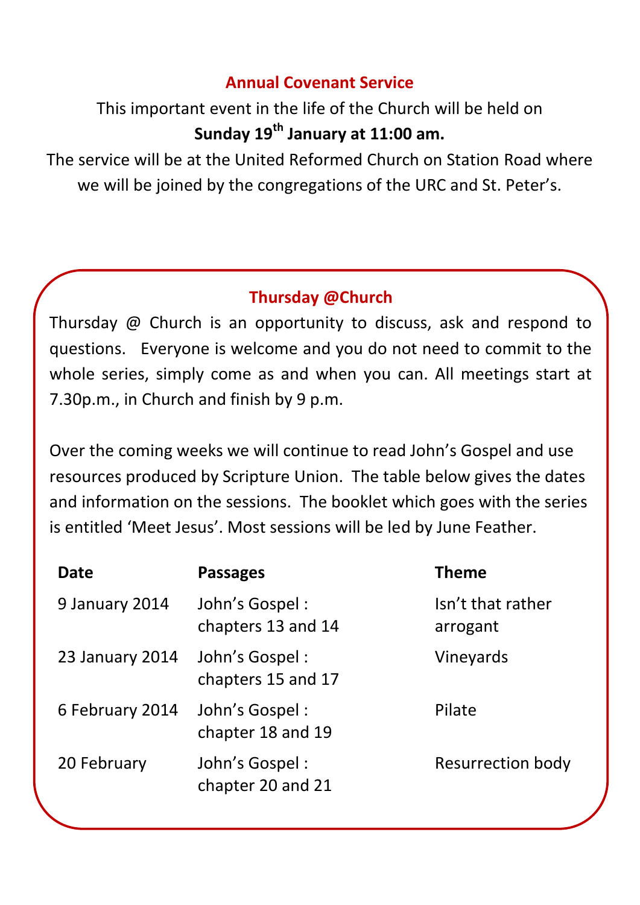## Annual Covenant Service

This important event in the life of the Church will be held on

**Sunday 19th January at 11:00 am.**

The service will be at the United Reformed Church on Station Road where we will be joined by the congregations of the URC and St. Peter's.

## Thursday @Church

Thursday @ Church is an opportunity to discuss, ask and respond to questions. Everyone is welcome and you do not need to commit to the whole series, simply come as and when you can. All meetings start at 7.30p.m., in Church and finish by 9 p.m.

Over the coming weeks we will continue to read John's Gospel and use resources produced by Scripture Union. The table below gives the dates and information on the sessions. The booklet which goes with the series is entitled 'Meet Jesus'. Most sessions will be led by June Feather.

| Date | Passages | Theme |
|---|---|---|
| 9 January 2014 | John's Gospel : chapters 13 and 14 | Isn't that rather arrogant |
| 23 January 2014 | John's Gospel : chapters 15 and 17 | Vineyards |
| 6 February 2014 | John's Gospel : chapter 18 and 19 | Pilate |
| 20 February | John's Gospel : chapter 20 and 21 | Resurrection body |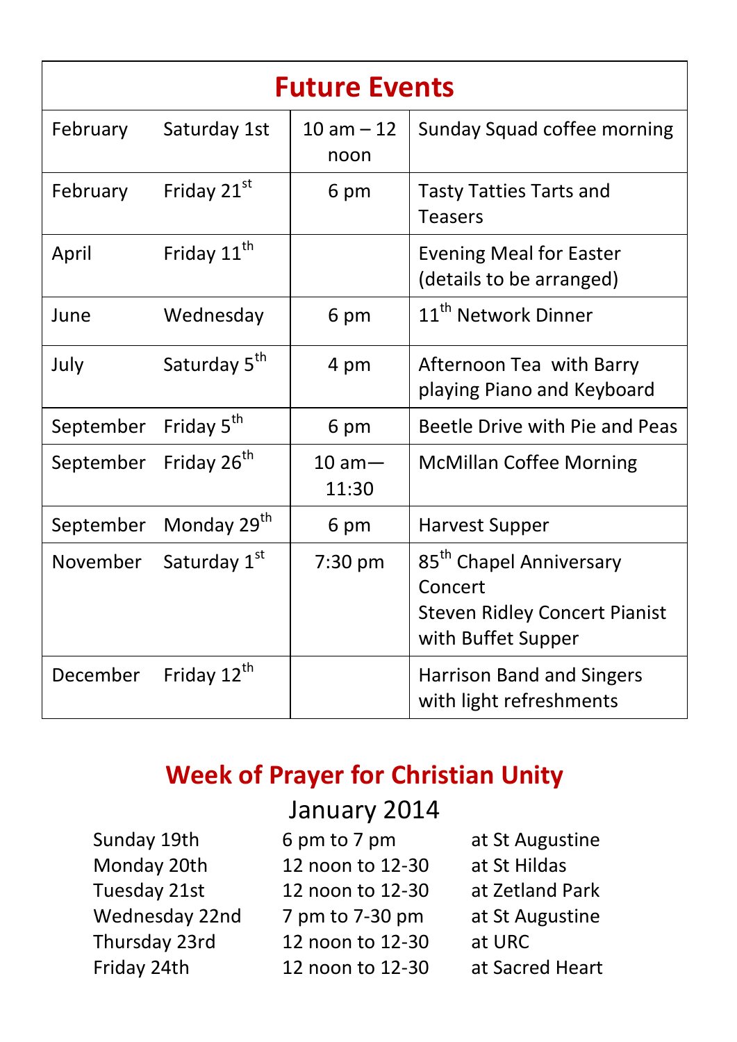## Future Events

| Month | Day | Time | Event |
|---|---|---|---|
| February | Saturday 1st | 10 am – 12 noon | Sunday Squad coffee morning |
| February | Friday 21st | 6 pm | Tasty Tatties Tarts and Teasers |
| April | Friday 11th | | Evening Meal for Easter (details to be arranged) |
| June | Wednesday | 6 pm | 11th Network Dinner |
| July | Saturday 5th | 4 pm | Afternoon Tea with Barry playing Piano and Keyboard |
| September | Friday 5th | 6 pm | Beetle Drive with Pie and Peas |
| September | Friday 26th | 10 am—11:30 | McMillan Coffee Morning |
| September | Monday 29th | 6 pm | Harvest Supper |
| November | Saturday 1st | 7:30 pm | 85th Chapel Anniversary Concert<br>Steven Ridley Concert Pianist with Buffet Supper |
| December | Friday 12th | | Harrison Band and Singers with light refreshments |

## Week of Prayer for Christian Unity

### January 2014

| Day | Time | Venue |
|---|---|---|
| Sunday 19th | 6 pm to 7 pm | at St Augustine |
| Monday 20th | 12 noon to 12-30 | at St Hildas |
| Tuesday 21st | 12 noon to 12-30 | at Zetland Park |
| Wednesday 22nd | 7 pm to 7-30 pm | at St Augustine |
| Thursday 23rd | 12 noon to 12-30 | at URC |
| Friday 24th | 12 noon to 12-30 | at Sacred Heart |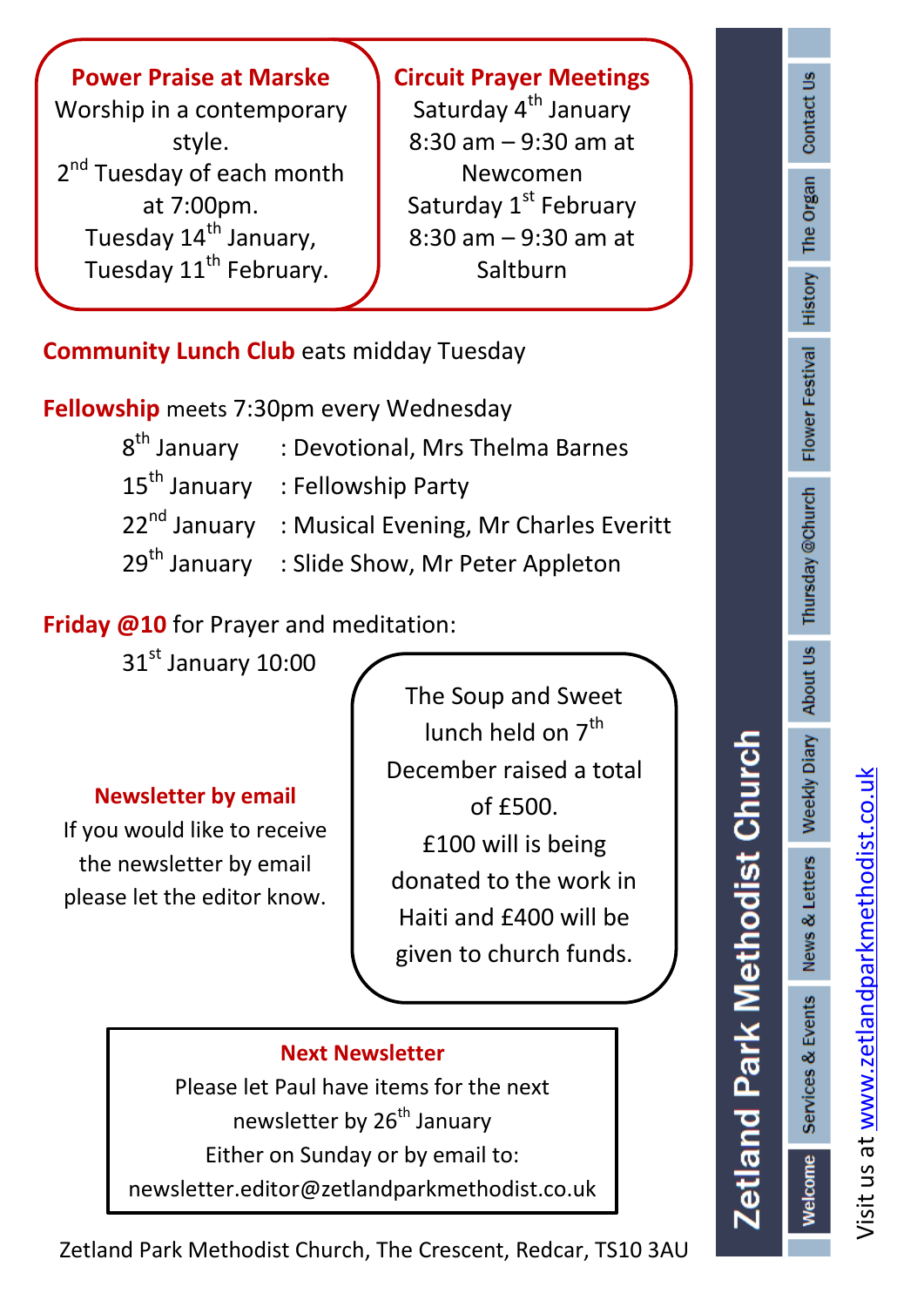**Power Praise at Marske**

Worship in a contemporary style.

2nd Tuesday of each month at 7:00pm.

Tuesday 14th January,

Tuesday 11th February.

**Circuit Prayer Meetings**

Saturday 4th January

8:30 am – 9:30 am at Newcomen

Saturday 1st February

8:30 am – 9:30 am at Saltburn

**Community Lunch Club** eats midday Tuesday

**Fellowship** meets 7:30pm every Wednesday

| | |
|---|---|
| 8th January | : Devotional, Mrs Thelma Barnes |
| 15th January | : Fellowship Party |
| 22nd January | : Musical Evening, Mr Charles Everitt |
| 29th January | : Slide Show, Mr Peter Appleton |

**Friday @10** for Prayer and meditation:

31st January 10:00

**Newsletter by email**

If you would like to receive the newsletter by email please let the editor know.

The Soup and Sweet lunch held on 7th December raised a total of £500. £100 will is being donated to the work in Haiti and £400 will be given to church funds.

**Next Newsletter**

Please let Paul have items for the next newsletter by 26th January

Either on Sunday or by email to:

newsletter.editor@zetlandparkmethodist.co.uk

Zetland Park Methodist Church, The Crescent, Redcar, TS10 3AU

Zetland Park Methodist Church

Welcome | Services & Events | News & Letters | Weekly Diary | About Us | Thursday @Church | Flower Festival | History | The Organ | Contact Us

Visit us at www.zetlandparkmethodist.co.uk